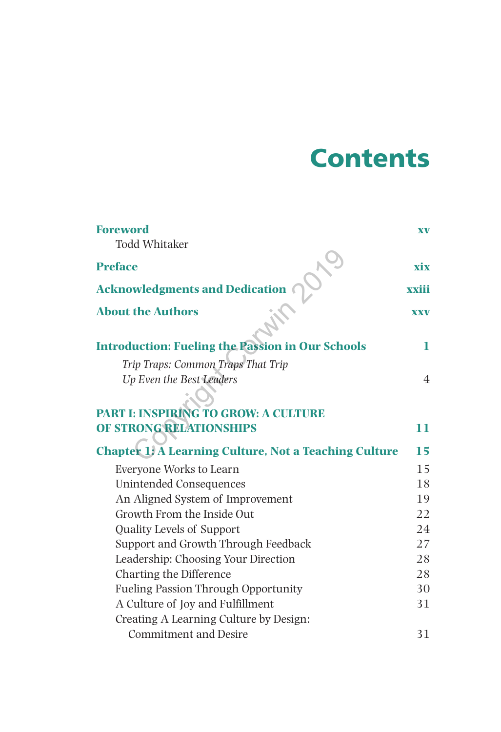# Contents

| | |
|---|---|
| **Foreword** | **xv** |
| Todd Whitaker | |
| **Preface** | **xix** |
| **Acknowledgments and Dedication** | **xxiii** |
| **About the Authors** | **xxv** |
| **Introduction: Fueling the Passion in Our Schools** | **1** |
| *Trip Traps: Common Traps That Trip Up Even the Best Leaders* | 4 |
| **PART I: INSPIRING TO GROW: A CULTURE OF STRONG RELATIONSHIPS** | **11** |
| **Chapter 1: A Learning Culture, Not a Teaching Culture** | **15** |
| Everyone Works to Learn | 15 |
| Unintended Consequences | 18 |
| An Aligned System of Improvement | 19 |
| Growth From the Inside Out | 22 |
| Quality Levels of Support | 24 |
| Support and Growth Through Feedback | 27 |
| Leadership: Choosing Your Direction | 28 |
| Charting the Difference | 28 |
| Fueling Passion Through Opportunity | 30 |
| A Culture of Joy and Fulfillment | 31 |
| Creating A Learning Culture by Design: Commitment and Desire | 31 |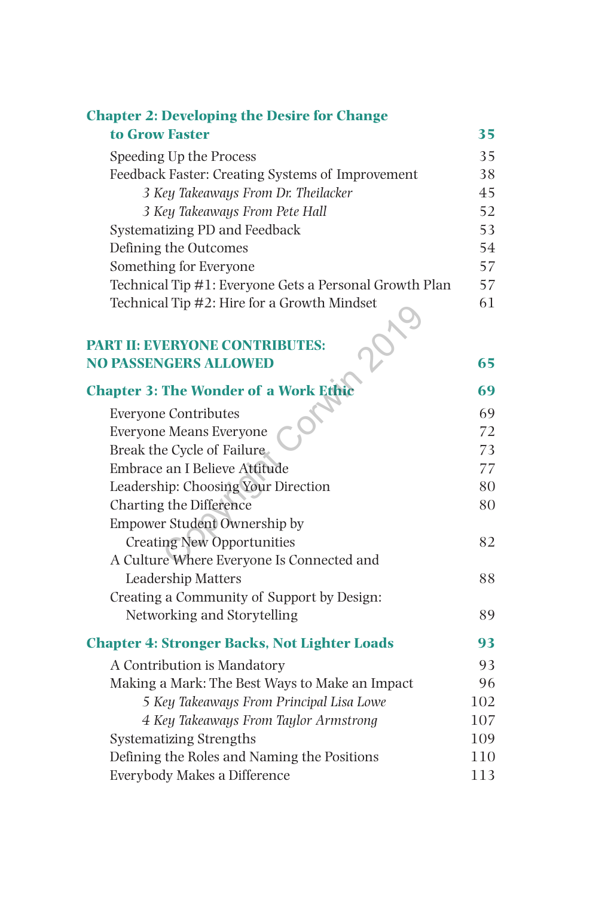**Chapter 2: Developing the Desire for Change to Grow Faster** **35**

- Speeding Up the Process 35
- Feedback Faster: Creating Systems of Improvement 38
  - *3 Key Takeaways From Dr. Theilacker* 45
  - *3 Key Takeaways From Pete Hall* 52
- Systematizing PD and Feedback 53
- Defining the Outcomes 54
- Something for Everyone 57
- Technical Tip #1: Everyone Gets a Personal Growth Plan 57
- Technical Tip #2: Hire for a Growth Mindset 61

**PART II: EVERYONE CONTRIBUTES: NO PASSENGERS ALLOWED** **65**

**Chapter 3: The Wonder of a Work Ethic** **69**

- Everyone Contributes 69
- Everyone Means Everyone 72
- Break the Cycle of Failure 73
- Embrace an I Believe Attitude 77
- Leadership: Choosing Your Direction 80
- Charting the Difference 80
- Empower Student Ownership by Creating New Opportunities 82
- A Culture Where Everyone Is Connected and Leadership Matters 88
- Creating a Community of Support by Design: Networking and Storytelling 89

**Chapter 4: Stronger Backs, Not Lighter Loads** **93**

- A Contribution is Mandatory 93
- Making a Mark: The Best Ways to Make an Impact 96
  - *5 Key Takeaways From Principal Lisa Lowe* 102
  - *4 Key Takeaways From Taylor Armstrong* 107
- Systematizing Strengths 109
- Defining the Roles and Naming the Positions 110
- Everybody Makes a Difference 113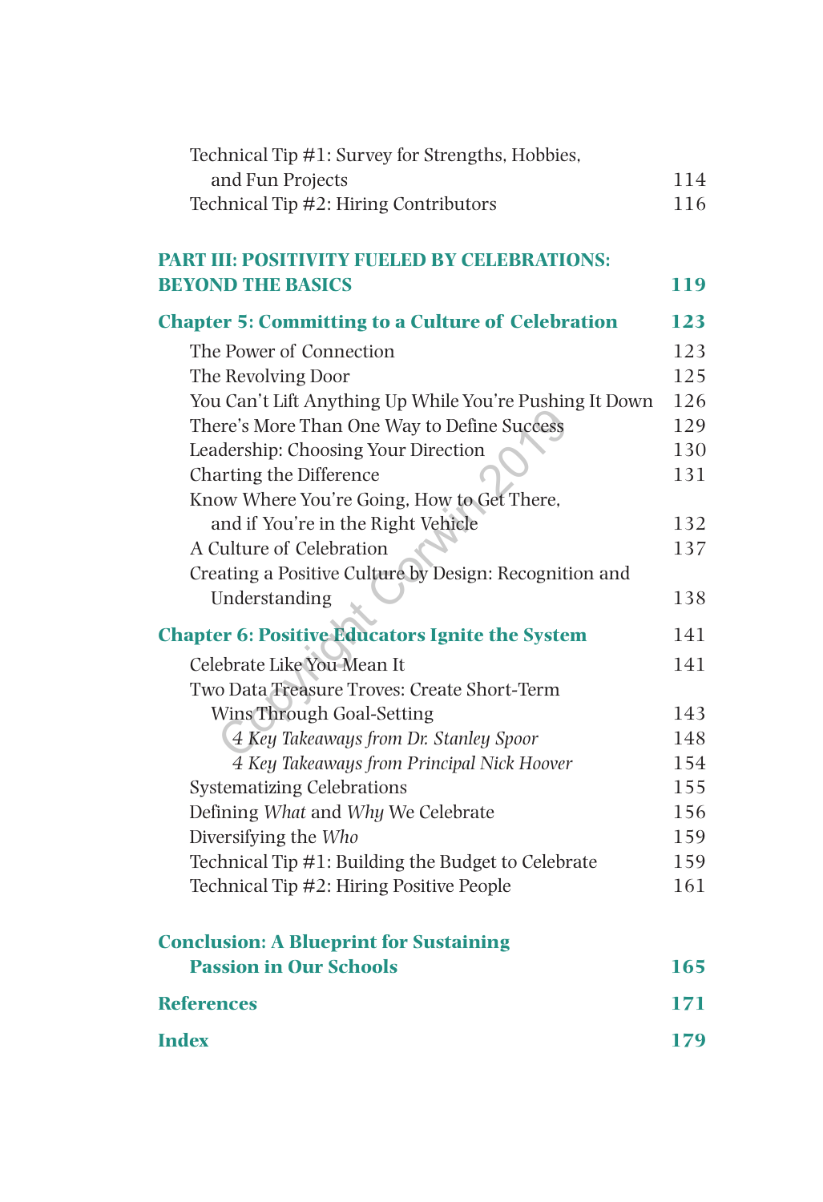Technical Tip #1: Survey for Strengths, Hobbies, and Fun Projects 114
Technical Tip #2: Hiring Contributors 116

**PART III: POSITIVITY FUELED BY CELEBRATIONS: BEYOND THE BASICS 119**

**Chapter 5: Committing to a Culture of Celebration 123**

The Power of Connection 123
The Revolving Door 125
You Can't Lift Anything Up While You're Pushing It Down 126
There's More Than One Way to Define Success 129
Leadership: Choosing Your Direction 130
Charting the Difference 131
Know Where You're Going, How to Get There, and if You're in the Right Vehicle 132
A Culture of Celebration 137
Creating a Positive Culture by Design: Recognition and Understanding 138

**Chapter 6: Positive Educators Ignite the System 141**

Celebrate Like You Mean It 141
Two Data Treasure Troves: Create Short-Term Wins Through Goal-Setting 143
*4 Key Takeaways from Dr. Stanley Spoor* 148
*4 Key Takeaways from Principal Nick Hoover* 154
Systematizing Celebrations 155
Defining *What* and *Why* We Celebrate 156
Diversifying the *Who* 159
Technical Tip #1: Building the Budget to Celebrate 159
Technical Tip #2: Hiring Positive People 161

**Conclusion: A Blueprint for Sustaining Passion in Our Schools 165**

**References 171**

**Index 179**